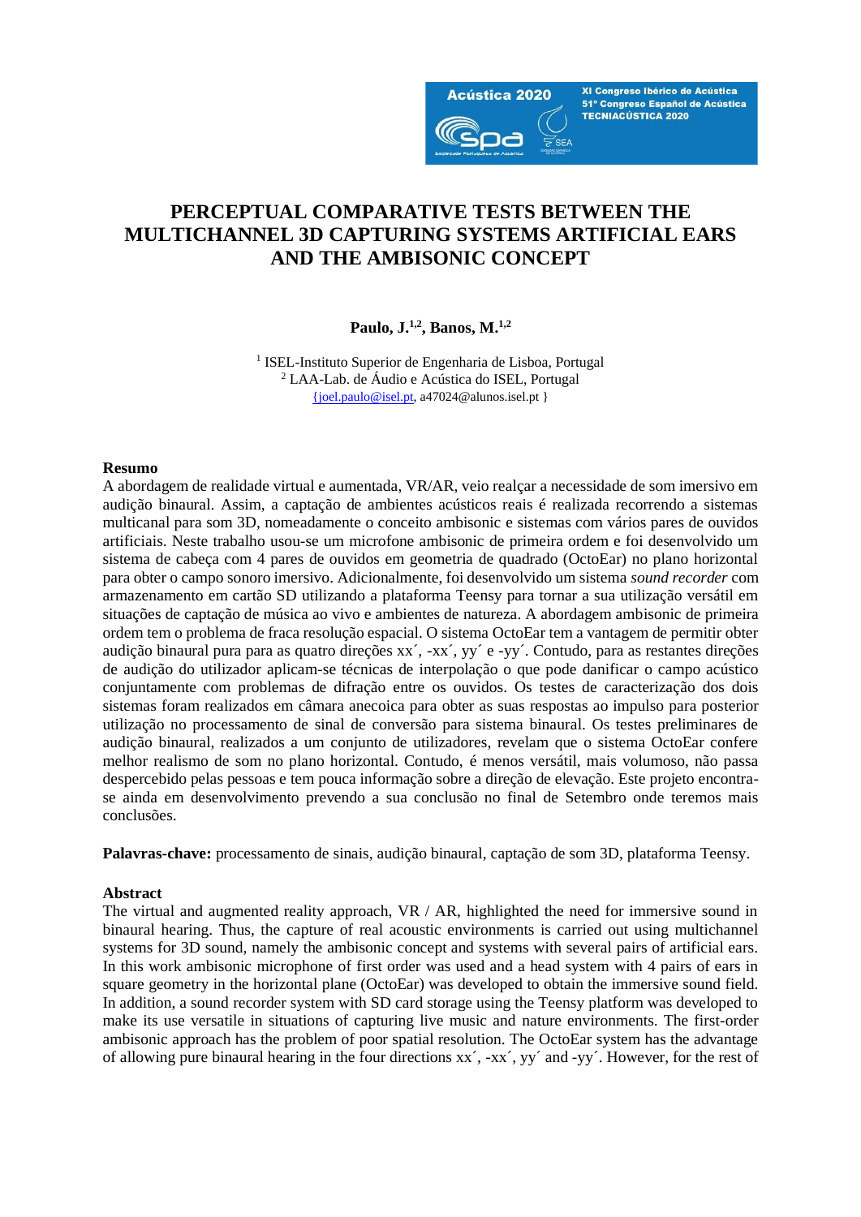# PERCEPTUAL COMPARATIVE TESTS BETWEEN THE MULTICHANNEL 3D CAPTURING SYSTEMS ARTIFICIAL EARS AND THE AMBISONIC CONCEPT

**Paulo, J.[1,2], Banos, M.[1,2]**

[1] ISEL-Instituto Superior de Engenharia de Lisboa, Portugal
[2] LAA-Lab. de Áudio e Acústica do ISEL, Portugal
{joel.paulo@isel.pt, a47024@alunos.isel.pt }

**Resumo**

A abordagem de realidade virtual e aumentada, VR/AR, veio realçar a necessidade de som imersivo em audição binaural. Assim, a captação de ambientes acústicos reais é realizada recorrendo a sistemas multicanal para som 3D, nomeadamente o conceito ambisonic e sistemas com vários pares de ouvidos artificiais. Neste trabalho usou-se um microfone ambisonic de primeira ordem e foi desenvolvido um sistema de cabeça com 4 pares de ouvidos em geometria de quadrado (OctoEar) no plano horizontal para obter o campo sonoro imersivo. Adicionalmente, foi desenvolvido um sistema *sound recorder* com armazenamento em cartão SD utilizando a plataforma Teensy para tornar a sua utilização versátil em situações de captação de música ao vivo e ambientes de natureza. A abordagem ambisonic de primeira ordem tem o problema de fraca resolução espacial. O sistema OctoEar tem a vantagem de permitir obter audição binaural pura para as quatro direções xx´, -xx´, yy´ e -yy´. Contudo, para as restantes direções de audição do utilizador aplicam-se técnicas de interpolação o que pode danificar o campo acústico conjuntamente com problemas de difração entre os ouvidos. Os testes de caracterização dos dois sistemas foram realizados em câmara anecoica para obter as suas respostas ao impulso para posterior utilização no processamento de sinal de conversão para sistema binaural. Os testes preliminares de audição binaural, realizados a um conjunto de utilizadores, revelam que o sistema OctoEar confere melhor realismo de som no plano horizontal. Contudo, é menos versátil, mais volumoso, não passa despercebido pelas pessoas e tem pouca informação sobre a direção de elevação. Este projeto encontra-se ainda em desenvolvimento prevendo a sua conclusão no final de Setembro onde teremos mais conclusões.

**Palavras-chave:** processamento de sinais, audição binaural, captação de som 3D, plataforma Teensy.

**Abstract**

The virtual and augmented reality approach, VR / AR, highlighted the need for immersive sound in binaural hearing. Thus, the capture of real acoustic environments is carried out using multichannel systems for 3D sound, namely the ambisonic concept and systems with several pairs of artificial ears. In this work ambisonic microphone of first order was used and a head system with 4 pairs of ears in square geometry in the horizontal plane (OctoEar) was developed to obtain the immersive sound field. In addition, a sound recorder system with SD card storage using the Teensy platform was developed to make its use versatile in situations of capturing live music and nature environments. The first-order ambisonic approach has the problem of poor spatial resolution. The OctoEar system has the advantage of allowing pure binaural hearing in the four directions xx´, -xx´, yy´ and -yy´. However, for the rest of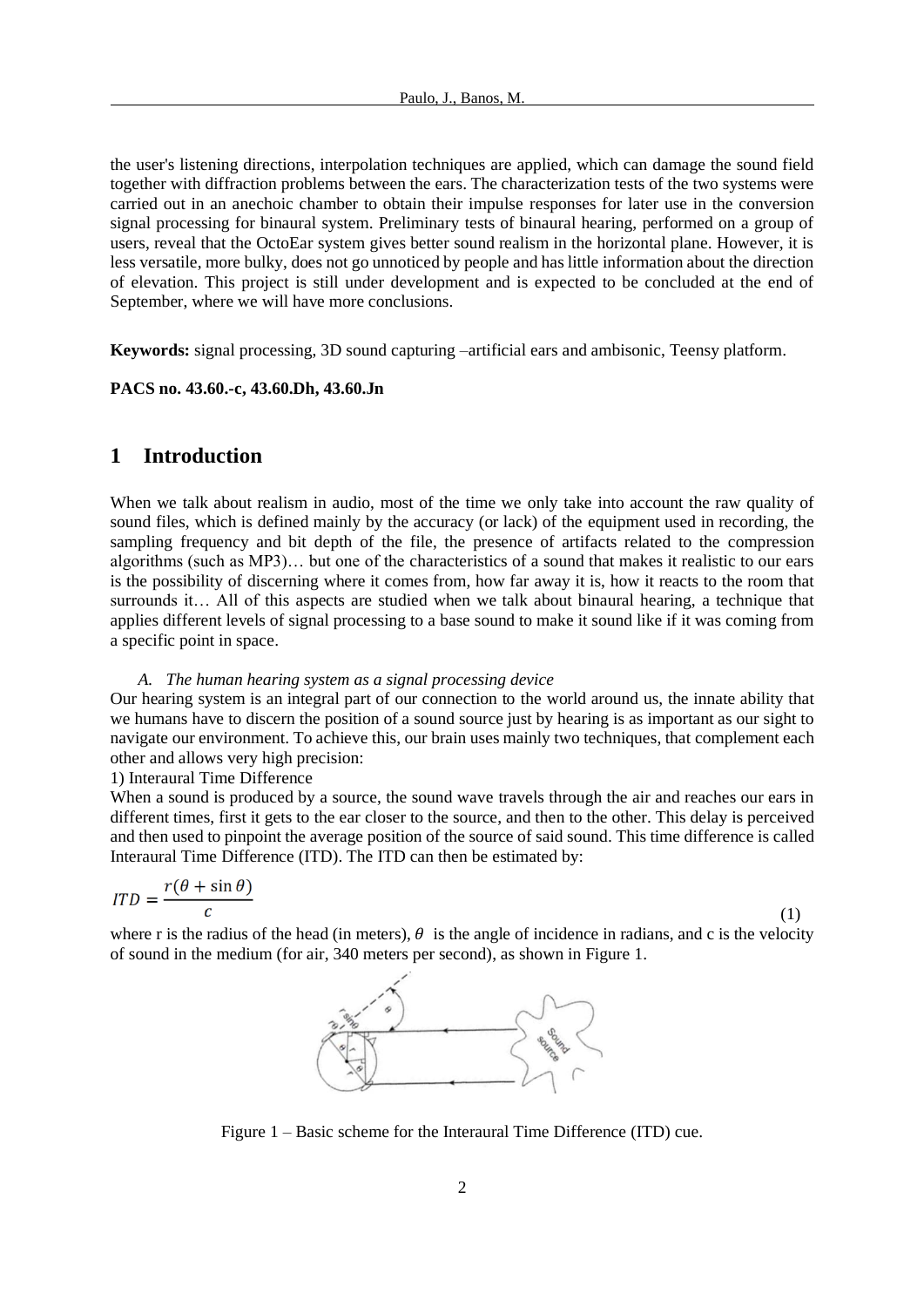the user's listening directions, interpolation techniques are applied, which can damage the sound field together with diffraction problems between the ears. The characterization tests of the two systems were carried out in an anechoic chamber to obtain their impulse responses for later use in the conversion signal processing for binaural system. Preliminary tests of binaural hearing, performed on a group of users, reveal that the OctoEar system gives better sound realism in the horizontal plane. However, it is less versatile, more bulky, does not go unnoticed by people and has little information about the direction of elevation. This project is still under development and is expected to be concluded at the end of September, where we will have more conclusions.

**Keywords:** signal processing, 3D sound capturing –artificial ears and ambisonic, Teensy platform.

**PACS no. 43.60.-c, 43.60.Dh, 43.60.Jn**

# 1 Introduction

When we talk about realism in audio, most of the time we only take into account the raw quality of sound files, which is defined mainly by the accuracy (or lack) of the equipment used in recording, the sampling frequency and bit depth of the file, the presence of artifacts related to the compression algorithms (such as MP3)… but one of the characteristics of a sound that makes it realistic to our ears is the possibility of discerning where it comes from, how far away it is, how it reacts to the room that surrounds it… All of this aspects are studied when we talk about binaural hearing, a technique that applies different levels of signal processing to a base sound to make it sound like if it was coming from a specific point in space.

*A. The human hearing system as a signal processing device*

Our hearing system is an integral part of our connection to the world around us, the innate ability that we humans have to discern the position of a sound source just by hearing is as important as our sight to navigate our environment. To achieve this, our brain uses mainly two techniques, that complement each other and allows very high precision:

1) Interaural Time Difference

When a sound is produced by a source, the sound wave travels through the air and reaches our ears in different times, first it gets to the ear closer to the source, and then to the other. This delay is perceived and then used to pinpoint the average position of the source of said sound. This time difference is called Interaural Time Difference (ITD). The ITD can then be estimated by:

$$ITD = \frac{r(\theta + \sin\theta)}{c} \tag{1}$$

where r is the radius of the head (in meters), $\theta$ is the angle of incidence in radians, and c is the velocity of sound in the medium (for air, 340 meters per second), as shown in Figure 1.

Figure 1 – Basic scheme for the Interaural Time Difference (ITD) cue.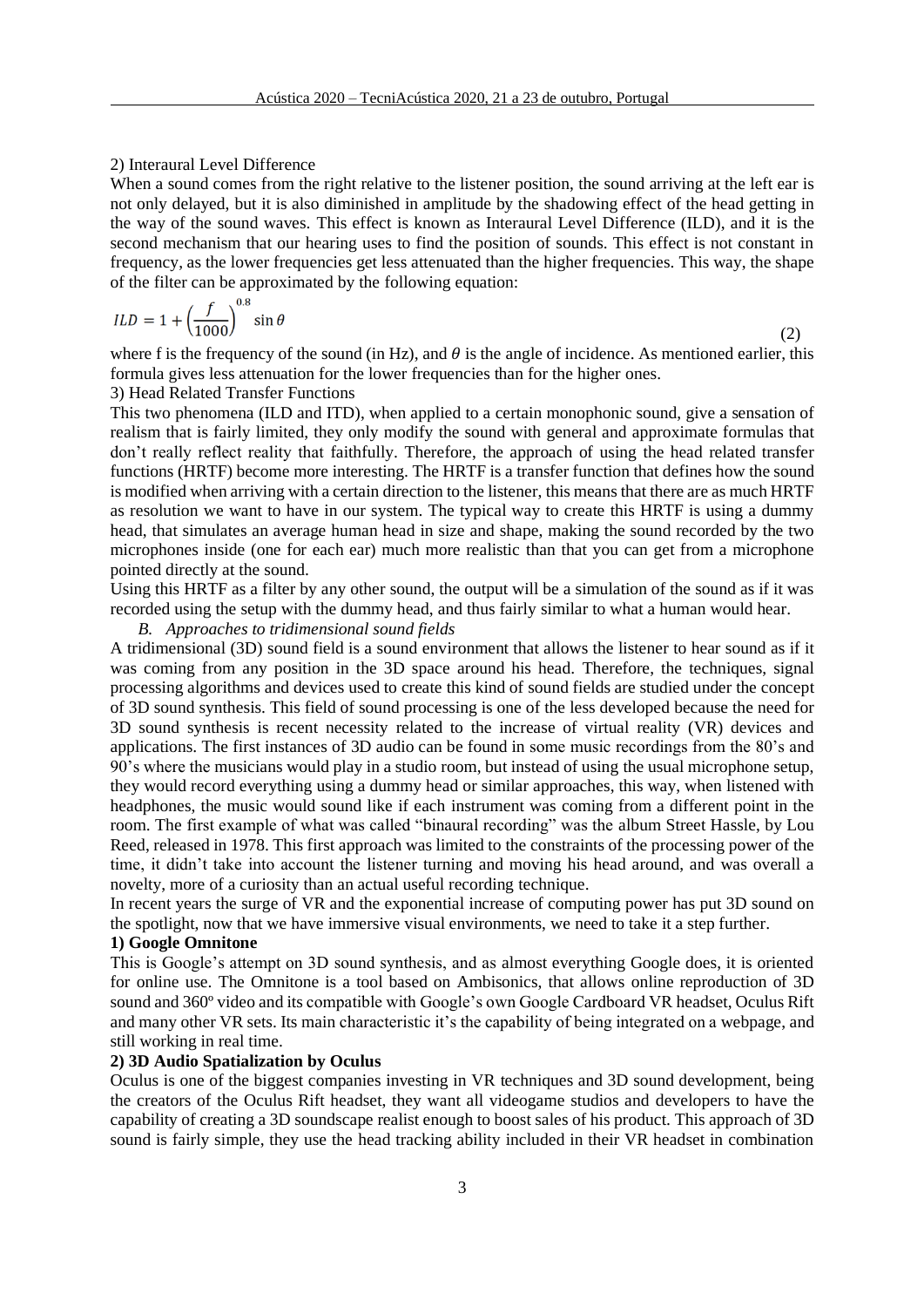2) Interaural Level Difference

When a sound comes from the right relative to the listener position, the sound arriving at the left ear is not only delayed, but it is also diminished in amplitude by the shadowing effect of the head getting in the way of the sound waves. This effect is known as Interaural Level Difference (ILD), and it is the second mechanism that our hearing uses to find the position of sounds. This effect is not constant in frequency, as the lower frequencies get less attenuated than the higher frequencies. This way, the shape of the filter can be approximated by the following equation:

$$ILD = 1 + \left(\frac{f}{1000}\right)^{0.8} \sin\theta \tag{2}$$

where f is the frequency of the sound (in Hz), and $\theta$ is the angle of incidence. As mentioned earlier, this formula gives less attenuation for the lower frequencies than for the higher ones.

3) Head Related Transfer Functions

This two phenomena (ILD and ITD), when applied to a certain monophonic sound, give a sensation of realism that is fairly limited, they only modify the sound with general and approximate formulas that don't really reflect reality that faithfully. Therefore, the approach of using the head related transfer functions (HRTF) become more interesting. The HRTF is a transfer function that defines how the sound is modified when arriving with a certain direction to the listener, this means that there are as much HRTF as resolution we want to have in our system. The typical way to create this HRTF is using a dummy head, that simulates an average human head in size and shape, making the sound recorded by the two microphones inside (one for each ear) much more realistic than that you can get from a microphone pointed directly at the sound.

Using this HRTF as a filter by any other sound, the output will be a simulation of the sound as if it was recorded using the setup with the dummy head, and thus fairly similar to what a human would hear.

*B. Approaches to tridimensional sound fields*

A tridimensional (3D) sound field is a sound environment that allows the listener to hear sound as if it was coming from any position in the 3D space around his head. Therefore, the techniques, signal processing algorithms and devices used to create this kind of sound fields are studied under the concept of 3D sound synthesis. This field of sound processing is one of the less developed because the need for 3D sound synthesis is recent necessity related to the increase of virtual reality (VR) devices and applications. The first instances of 3D audio can be found in some music recordings from the 80's and 90's where the musicians would play in a studio room, but instead of using the usual microphone setup, they would record everything using a dummy head or similar approaches, this way, when listened with headphones, the music would sound like if each instrument was coming from a different point in the room. The first example of what was called "binaural recording" was the album Street Hassle, by Lou Reed, released in 1978. This first approach was limited to the constraints of the processing power of the time, it didn't take into account the listener turning and moving his head around, and was overall a novelty, more of a curiosity than an actual useful recording technique.

In recent years the surge of VR and the exponential increase of computing power has put 3D sound on the spotlight, now that we have immersive visual environments, we need to take it a step further.

**1) Google Omnitone**

This is Google's attempt on 3D sound synthesis, and as almost everything Google does, it is oriented for online use. The Omnitone is a tool based on Ambisonics, that allows online reproduction of 3D sound and 360º video and its compatible with Google's own Google Cardboard VR headset, Oculus Rift and many other VR sets. Its main characteristic it's the capability of being integrated on a webpage, and still working in real time.

**2) 3D Audio Spatialization by Oculus**

Oculus is one of the biggest companies investing in VR techniques and 3D sound development, being the creators of the Oculus Rift headset, they want all videogame studios and developers to have the capability of creating a 3D soundscape realist enough to boost sales of his product. This approach of 3D sound is fairly simple, they use the head tracking ability included in their VR headset in combination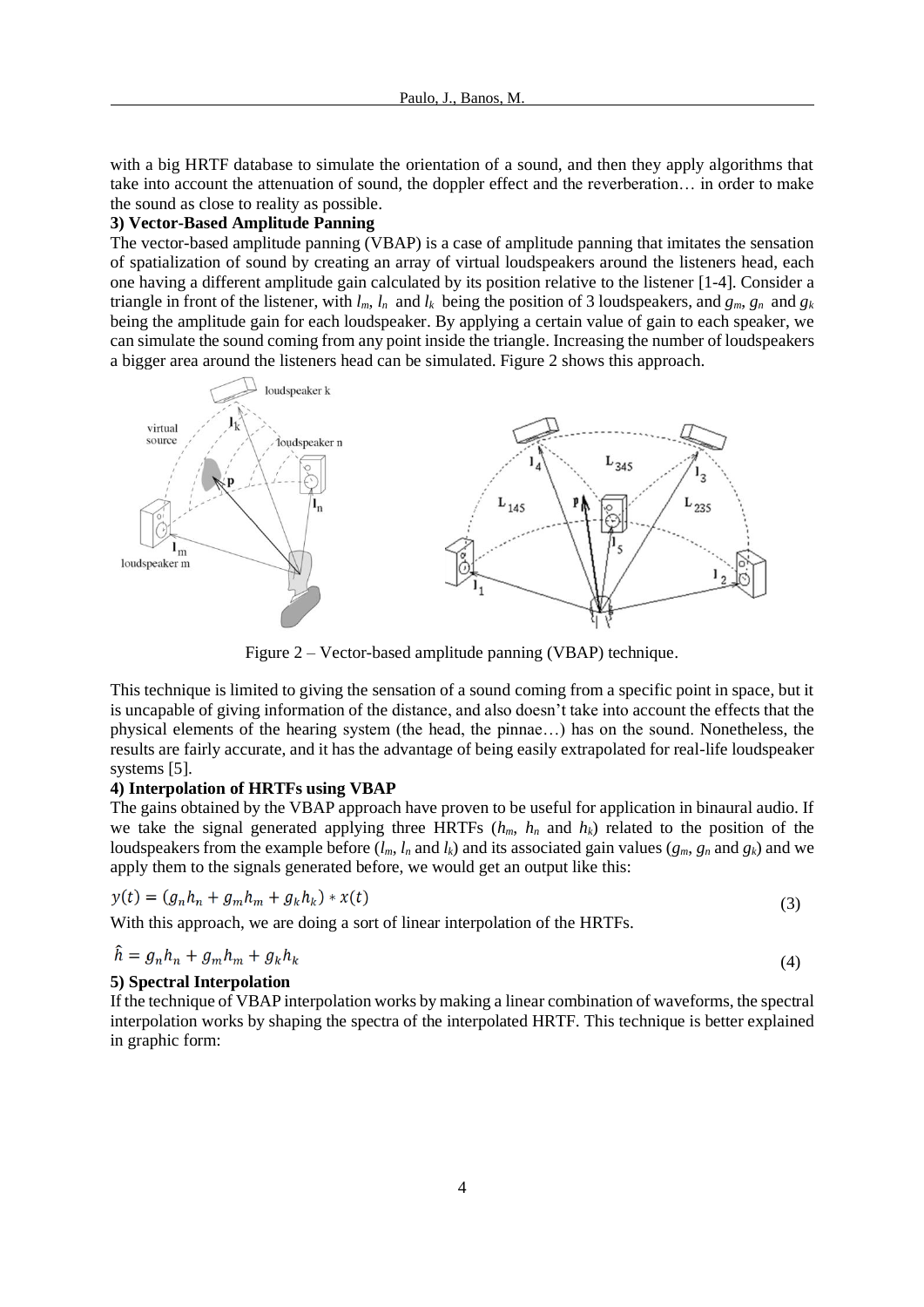with a big HRTF database to simulate the orientation of a sound, and then they apply algorithms that take into account the attenuation of sound, the doppler effect and the reverberation… in order to make the sound as close to reality as possible.

**3) Vector-Based Amplitude Panning**

The vector-based amplitude panning (VBAP) is a case of amplitude panning that imitates the sensation of spatialization of sound by creating an array of virtual loudspeakers around the listeners head, each one having a different amplitude gain calculated by its position relative to the listener [1-4]. Consider a triangle in front of the listener, with $l_m$, $l_n$ and $l_k$ being the position of 3 loudspeakers, and $g_m$, $g_n$ and $g_k$ being the amplitude gain for each loudspeaker. By applying a certain value of gain to each speaker, we can simulate the sound coming from any point inside the triangle. Increasing the number of loudspeakers a bigger area around the listeners head can be simulated. Figure 2 shows this approach.

Figure 2 – Vector-based amplitude panning (VBAP) technique.

This technique is limited to giving the sensation of a sound coming from a specific point in space, but it is uncapable of giving information of the distance, and also doesn't take into account the effects that the physical elements of the hearing system (the head, the pinnae…) has on the sound. Nonetheless, the results are fairly accurate, and it has the advantage of being easily extrapolated for real-life loudspeaker systems [5].

**4) Interpolation of HRTFs using VBAP**

The gains obtained by the VBAP approach have proven to be useful for application in binaural audio. If we take the signal generated applying three HRTFs ($h_m$, $h_n$ and $h_k$) related to the position of the loudspeakers from the example before ($l_m$, $l_n$ and $l_k$) and its associated gain values ($g_m$, $g_n$ and $g_k$) and we apply them to the signals generated before, we would get an output like this:

$$y(t) = (g_n h_n + g_m h_m + g_k h_k) * x(t) \tag{3}$$

With this approach, we are doing a sort of linear interpolation of the HRTFs.

$$\hat{h} = g_n h_n + g_m h_m + g_k h_k \tag{4}$$

**5) Spectral Interpolation**

If the technique of VBAP interpolation works by making a linear combination of waveforms, the spectral interpolation works by shaping the spectra of the interpolated HRTF. This technique is better explained in graphic form: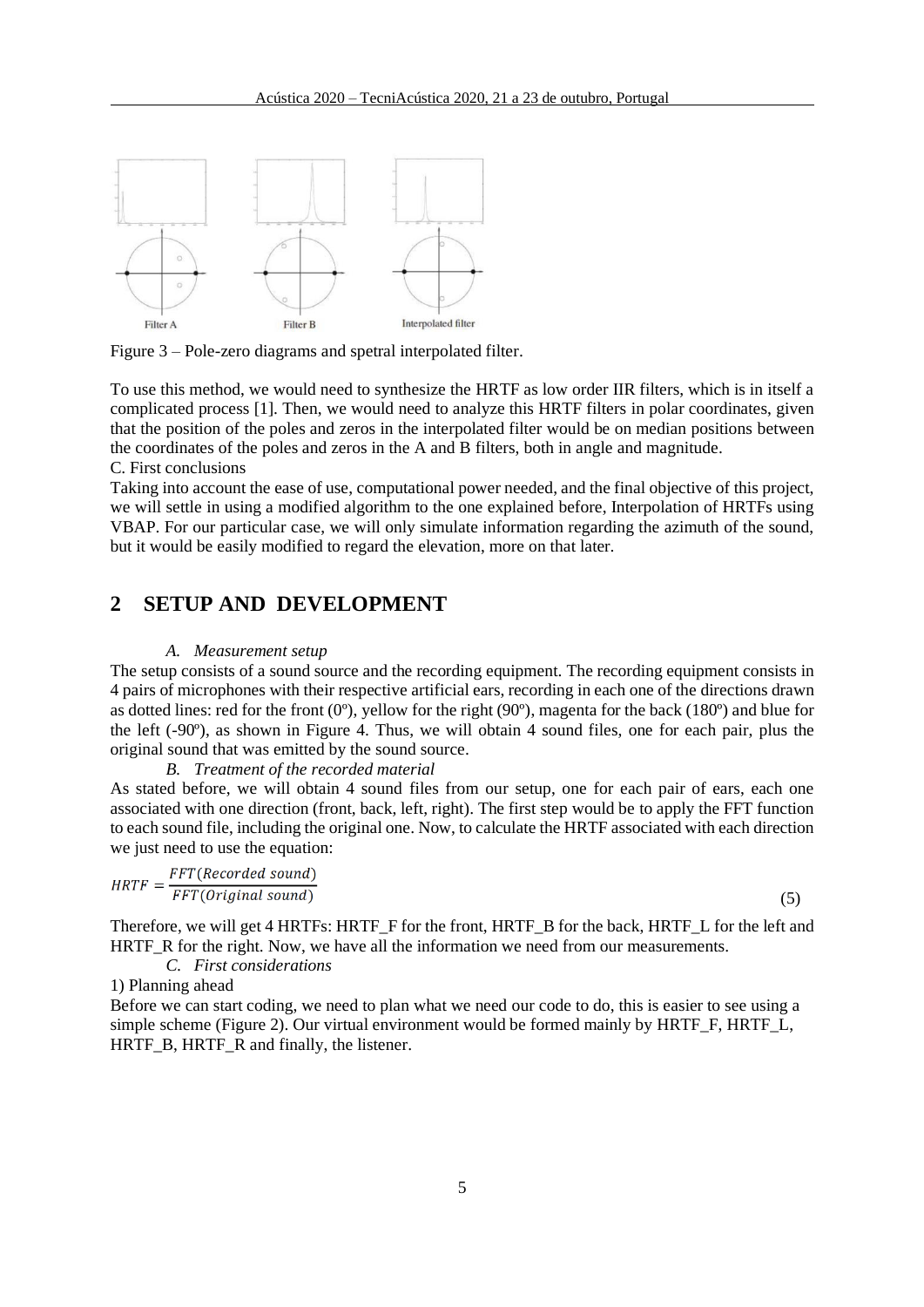Figure 3 – Pole-zero diagrams and spetral interpolated filter.

To use this method, we would need to synthesize the HRTF as low order IIR filters, which is in itself a complicated process [1]. Then, we would need to analyze this HRTF filters in polar coordinates, given that the position of the poles and zeros in the interpolated filter would be on median positions between the coordinates of the poles and zeros in the A and B filters, both in angle and magnitude.

C. First conclusions

Taking into account the ease of use, computational power needed, and the final objective of this project, we will settle in using a modified algorithm to the one explained before, Interpolation of HRTFs using VBAP. For our particular case, we will only simulate information regarding the azimuth of the sound, but it would be easily modified to regard the elevation, more on that later.

# 2 SETUP AND DEVELOPMENT

*A. Measurement setup*

The setup consists of a sound source and the recording equipment. The recording equipment consists in 4 pairs of microphones with their respective artificial ears, recording in each one of the directions drawn as dotted lines: red for the front (0º), yellow for the right (90º), magenta for the back (180º) and blue for the left (-90º), as shown in Figure 4. Thus, we will obtain 4 sound files, one for each pair, plus the original sound that was emitted by the sound source.

*B. Treatment of the recorded material*

As stated before, we will obtain 4 sound files from our setup, one for each pair of ears, each one associated with one direction (front, back, left, right). The first step would be to apply the FFT function to each sound file, including the original one. Now, to calculate the HRTF associated with each direction we just need to use the equation:

$$HRTF = \frac{FFT(Recorded\ sound)}{FFT(Original\ sound)} \tag{5}$$

Therefore, we will get 4 HRTFs: HRTF_F for the front, HRTF_B for the back, HRTF_L for the left and HRTF_R for the right. Now, we have all the information we need from our measurements.

*C. First considerations*

1) Planning ahead

Before we can start coding, we need to plan what we need our code to do, this is easier to see using a simple scheme (Figure 2). Our virtual environment would be formed mainly by HRTF_F, HRTF_L, HRTF_B, HRTF_R and finally, the listener.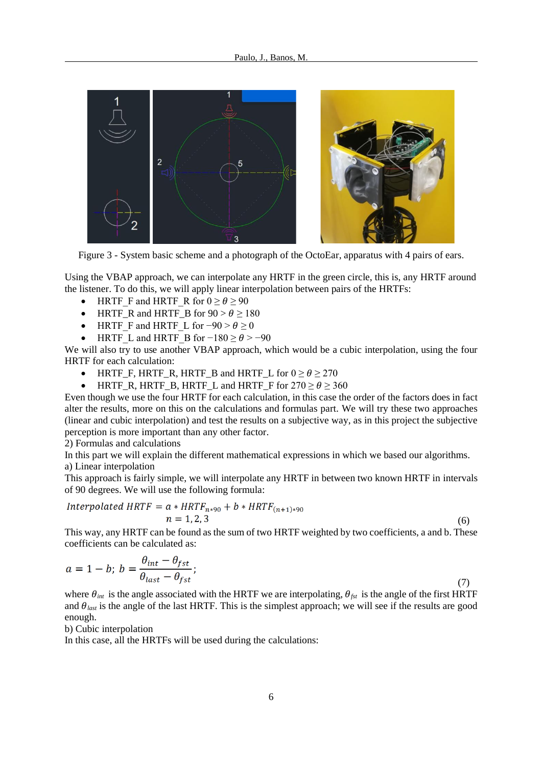Figure 3 - System basic scheme and a photograph of the OctoEar, apparatus with 4 pairs of ears.

Using the VBAP approach, we can interpolate any HRTF in the green circle, this is, any HRTF around the listener. To do this, we will apply linear interpolation between pairs of the HRTFs:

- HRTF_F and HRTF_R for $0 \geq \theta \geq 90$
- HRTF_R and HRTF_B for $90 > \theta \geq 180$
- HRTF_F and HRTF_L for $-90 > \theta \geq 0$
- HRTF_L and HRTF_B for $-180 \geq \theta > -90$

We will also try to use another VBAP approach, which would be a cubic interpolation, using the four HRTF for each calculation:

- HRTF_F, HRTF_R, HRTF_B and HRTF_L for $0 \geq \theta \geq 270$
- HRTF_R, HRTF_B, HRTF_L and HRTF_F for $270 \geq \theta \geq 360$

Even though we use the four HRTF for each calculation, in this case the order of the factors does in fact alter the results, more on this on the calculations and formulas part. We will try these two approaches (linear and cubic interpolation) and test the results on a subjective way, as in this project the subjective perception is more important than any other factor.

2) Formulas and calculations

In this part we will explain the different mathematical expressions in which we based our algorithms.

a) Linear interpolation

This approach is fairly simple, we will interpolate any HRTF in between two known HRTF in intervals of 90 degrees. We will use the following formula:

$$Interpolated\ HRTF = a * HRTF_{n*90} + b * HRTF_{(n+1)*90} \qquad n = 1, 2, 3 \tag{6}$$

This way, any HRTF can be found as the sum of two HRTF weighted by two coefficients, a and b. These coefficients can be calculated as:

$$a = 1 - b;\ b = \frac{\theta_{int} - \theta_{fst}}{\theta_{last} - \theta_{fst}}; \tag{7}$$

where $\theta_{int}$ is the angle associated with the HRTF we are interpolating, $\theta_{fst}$ is the angle of the first HRTF and $\theta_{last}$ is the angle of the last HRTF. This is the simplest approach; we will see if the results are good enough.

b) Cubic interpolation

In this case, all the HRTFs will be used during the calculations: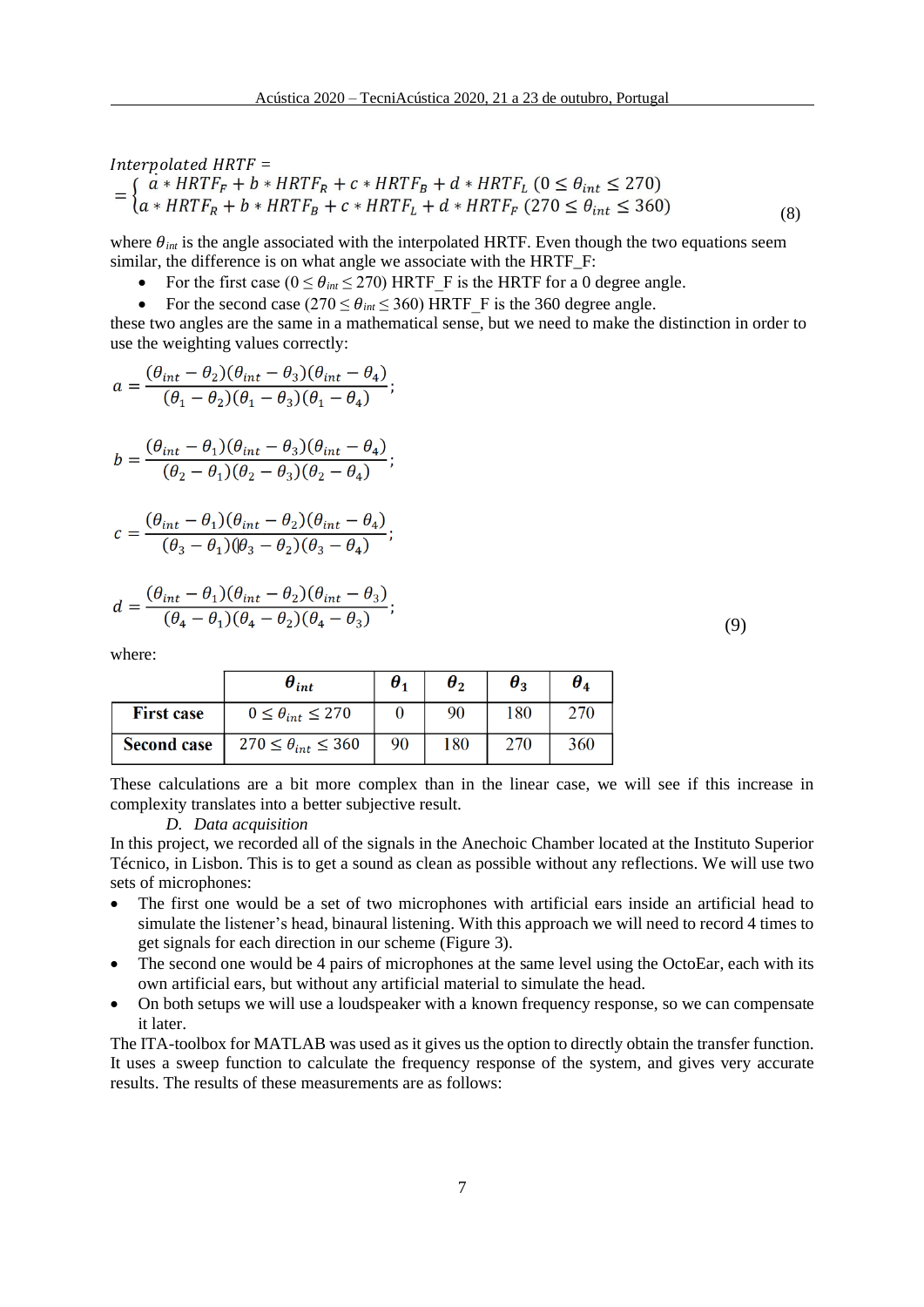$$Interpolated\ HRTF = \\ = \begin{cases} a * HRTF_F + b * HRTF_R + c * HRTF_B + d * HRTF_L\ (0 \leq \theta_{int} \leq 270) \\ a * HRTF_R + b * HRTF_B + c * HRTF_L + d * HRTF_F\ (270 \leq \theta_{int} \leq 360) \end{cases} \tag{8}$$

where $\theta_{int}$ is the angle associated with the interpolated HRTF. Even though the two equations seem similar, the difference is on what angle we associate with the HRTF_F:

- For the first case ($0 \leq \theta_{int} \leq 270$) HRTF_F is the HRTF for a 0 degree angle.
- For the second case ($270 \leq \theta_{int} \leq 360$) HRTF_F is the 360 degree angle.

these two angles are the same in a mathematical sense, but we need to make the distinction in order to use the weighting values correctly:

$$a = \frac{(\theta_{int} - \theta_2)(\theta_{int} - \theta_3)(\theta_{int} - \theta_4)}{(\theta_1 - \theta_2)(\theta_1 - \theta_3)(\theta_1 - \theta_4)};$$

$$b = \frac{(\theta_{int} - \theta_1)(\theta_{int} - \theta_3)(\theta_{int} - \theta_4)}{(\theta_2 - \theta_1)(\theta_2 - \theta_3)(\theta_2 - \theta_4)};$$

$$c = \frac{(\theta_{int} - \theta_1)(\theta_{int} - \theta_2)(\theta_{int} - \theta_4)}{(\theta_3 - \theta_1)(\theta_3 - \theta_2)(\theta_3 - \theta_4)};$$

$$d = \frac{(\theta_{int} - \theta_1)(\theta_{int} - \theta_2)(\theta_{int} - \theta_3)}{(\theta_4 - \theta_1)(\theta_4 - \theta_2)(\theta_4 - \theta_3)}; \tag{9}$$

where:

| | $\theta_{int}$ | $\theta_1$ | $\theta_2$ | $\theta_3$ | $\theta_4$ |
|---|---|---|---|---|---|
| **First case** | $0 \leq \theta_{int} \leq 270$ | 0 | 90 | 180 | 270 |
| **Second case** | $270 \leq \theta_{int} \leq 360$ | 90 | 180 | 270 | 360 |

These calculations are a bit more complex than in the linear case, we will see if this increase in complexity translates into a better subjective result.

### *D. Data acquisition*

In this project, we recorded all of the signals in the Anechoic Chamber located at the Instituto Superior Técnico, in Lisbon. This is to get a sound as clean as possible without any reflections. We will use two sets of microphones:

- The first one would be a set of two microphones with artificial ears inside an artificial head to simulate the listener's head, binaural listening. With this approach we will need to record 4 times to get signals for each direction in our scheme (Figure 3).
- The second one would be 4 pairs of microphones at the same level using the OctoEar, each with its own artificial ears, but without any artificial material to simulate the head.
- On both setups we will use a loudspeaker with a known frequency response, so we can compensate it later.

The ITA-toolbox for MATLAB was used as it gives us the option to directly obtain the transfer function. It uses a sweep function to calculate the frequency response of the system, and gives very accurate results. The results of these measurements are as follows: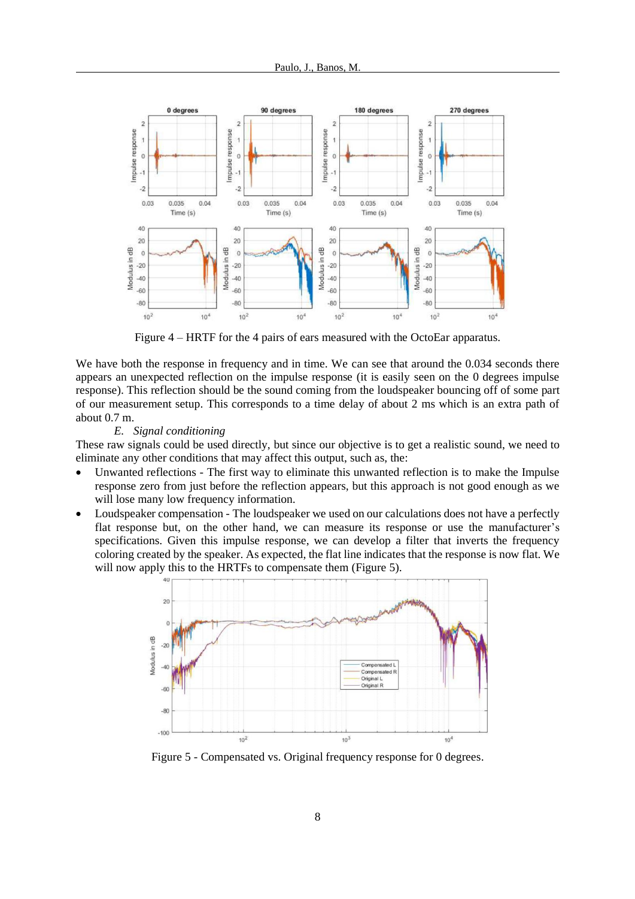Figure 4 – HRTF for the 4 pairs of ears measured with the OctoEar apparatus.

We have both the response in frequency and in time. We can see that around the 0.034 seconds there appears an unexpected reflection on the impulse response (it is easily seen on the 0 degrees impulse response). This reflection should be the sound coming from the loudspeaker bouncing off of some part of our measurement setup. This corresponds to a time delay of about 2 ms which is an extra path of about 0.7 m.

### *E. Signal conditioning*

These raw signals could be used directly, but since our objective is to get a realistic sound, we need to eliminate any other conditions that may affect this output, such as, the:

- Unwanted reflections - The first way to eliminate this unwanted reflection is to make the Impulse response zero from just before the reflection appears, but this approach is not good enough as we will lose many low frequency information.
- Loudspeaker compensation - The loudspeaker we used on our calculations does not have a perfectly flat response but, on the other hand, we can measure its response or use the manufacturer's specifications. Given this impulse response, we can develop a filter that inverts the frequency coloring created by the speaker. As expected, the flat line indicates that the response is now flat. We will now apply this to the HRTFs to compensate them (Figure 5).

Figure 5 - Compensated vs. Original frequency response for 0 degrees.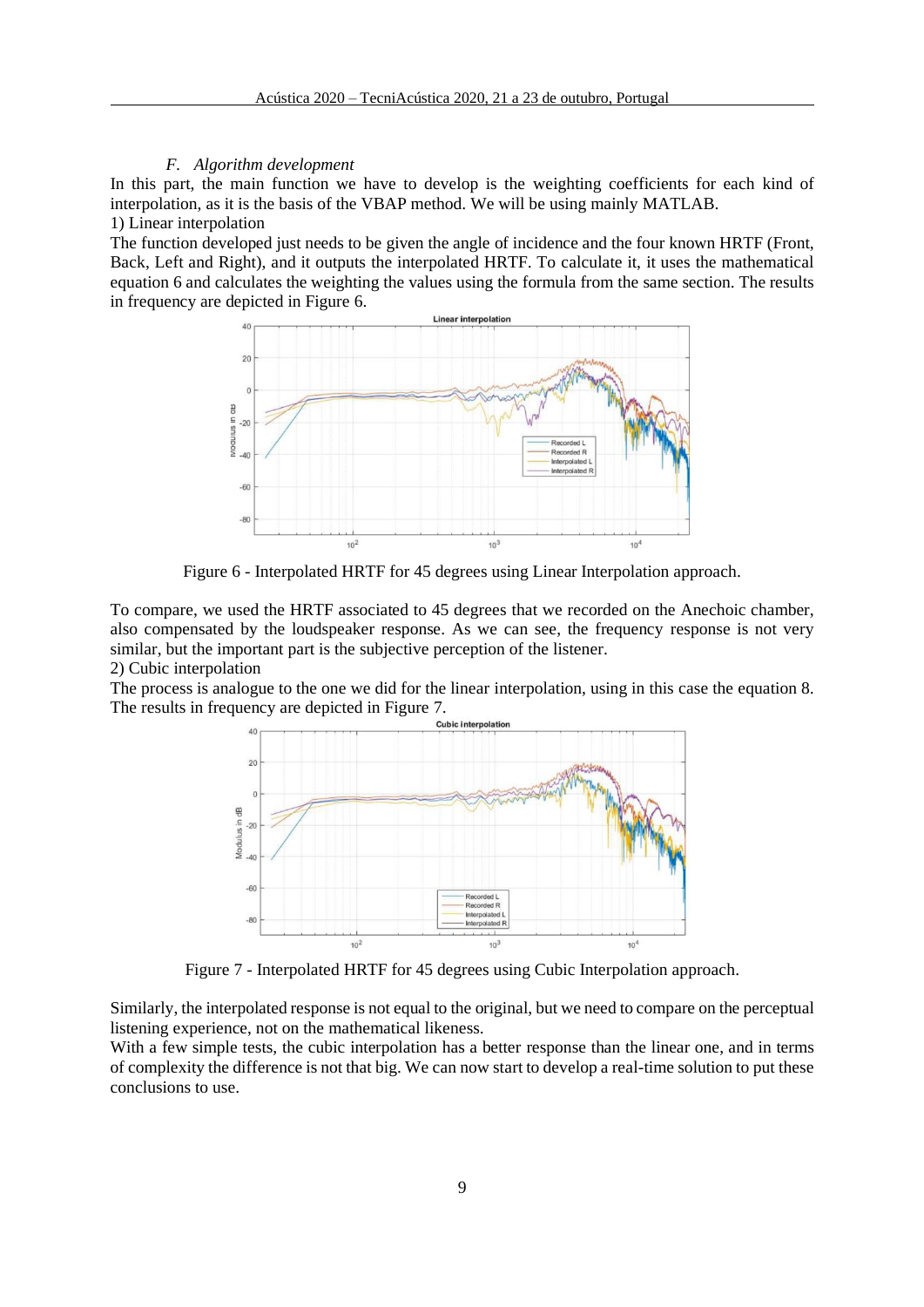### F. *Algorithm development*

In this part, the main function we have to develop is the weighting coefficients for each kind of interpolation, as it is the basis of the VBAP method. We will be using mainly MATLAB.

1) Linear interpolation

The function developed just needs to be given the angle of incidence and the four known HRTF (Front, Back, Left and Right), and it outputs the interpolated HRTF. To calculate it, it uses the mathematical equation 6 and calculates the weighting the values using the formula from the same section. The results in frequency are depicted in Figure 6.

Figure 6 - Interpolated HRTF for 45 degrees using Linear Interpolation approach.

To compare, we used the HRTF associated to 45 degrees that we recorded on the Anechoic chamber, also compensated by the loudspeaker response. As we can see, the frequency response is not very similar, but the important part is the subjective perception of the listener.

2) Cubic interpolation

The process is analogue to the one we did for the linear interpolation, using in this case the equation 8. The results in frequency are depicted in Figure 7.

Figure 7 - Interpolated HRTF for 45 degrees using Cubic Interpolation approach.

Similarly, the interpolated response is not equal to the original, but we need to compare on the perceptual listening experience, not on the mathematical likeness.

With a few simple tests, the cubic interpolation has a better response than the linear one, and in terms of complexity the difference is not that big. We can now start to develop a real-time solution to put these conclusions to use.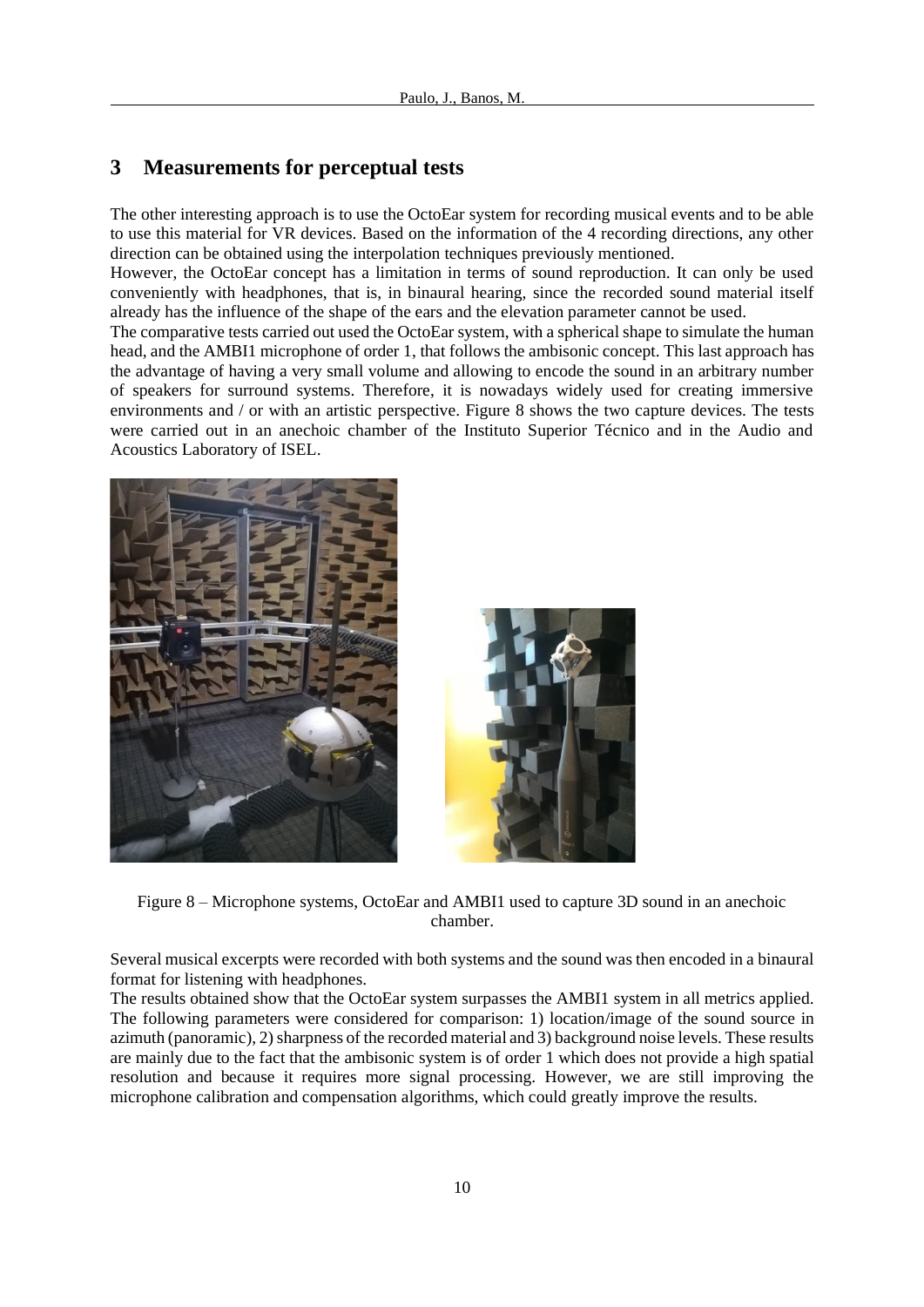## 3 Measurements for perceptual tests

The other interesting approach is to use the OctoEar system for recording musical events and to be able to use this material for VR devices. Based on the information of the 4 recording directions, any other direction can be obtained using the interpolation techniques previously mentioned.

However, the OctoEar concept has a limitation in terms of sound reproduction. It can only be used conveniently with headphones, that is, in binaural hearing, since the recorded sound material itself already has the influence of the shape of the ears and the elevation parameter cannot be used.

The comparative tests carried out used the OctoEar system, with a spherical shape to simulate the human head, and the AMBI1 microphone of order 1, that follows the ambisonic concept. This last approach has the advantage of having a very small volume and allowing to encode the sound in an arbitrary number of speakers for surround systems. Therefore, it is nowadays widely used for creating immersive environments and / or with an artistic perspective. Figure 8 shows the two capture devices. The tests were carried out in an anechoic chamber of the Instituto Superior Técnico and in the Audio and Acoustics Laboratory of ISEL.

Figure 8 – Microphone systems, OctoEar and AMBI1 used to capture 3D sound in an anechoic chamber.

Several musical excerpts were recorded with both systems and the sound was then encoded in a binaural format for listening with headphones.

The results obtained show that the OctoEar system surpasses the AMBI1 system in all metrics applied. The following parameters were considered for comparison: 1) location/image of the sound source in azimuth (panoramic), 2) sharpness of the recorded material and 3) background noise levels. These results are mainly due to the fact that the ambisonic system is of order 1 which does not provide a high spatial resolution and because it requires more signal processing. However, we are still improving the microphone calibration and compensation algorithms, which could greatly improve the results.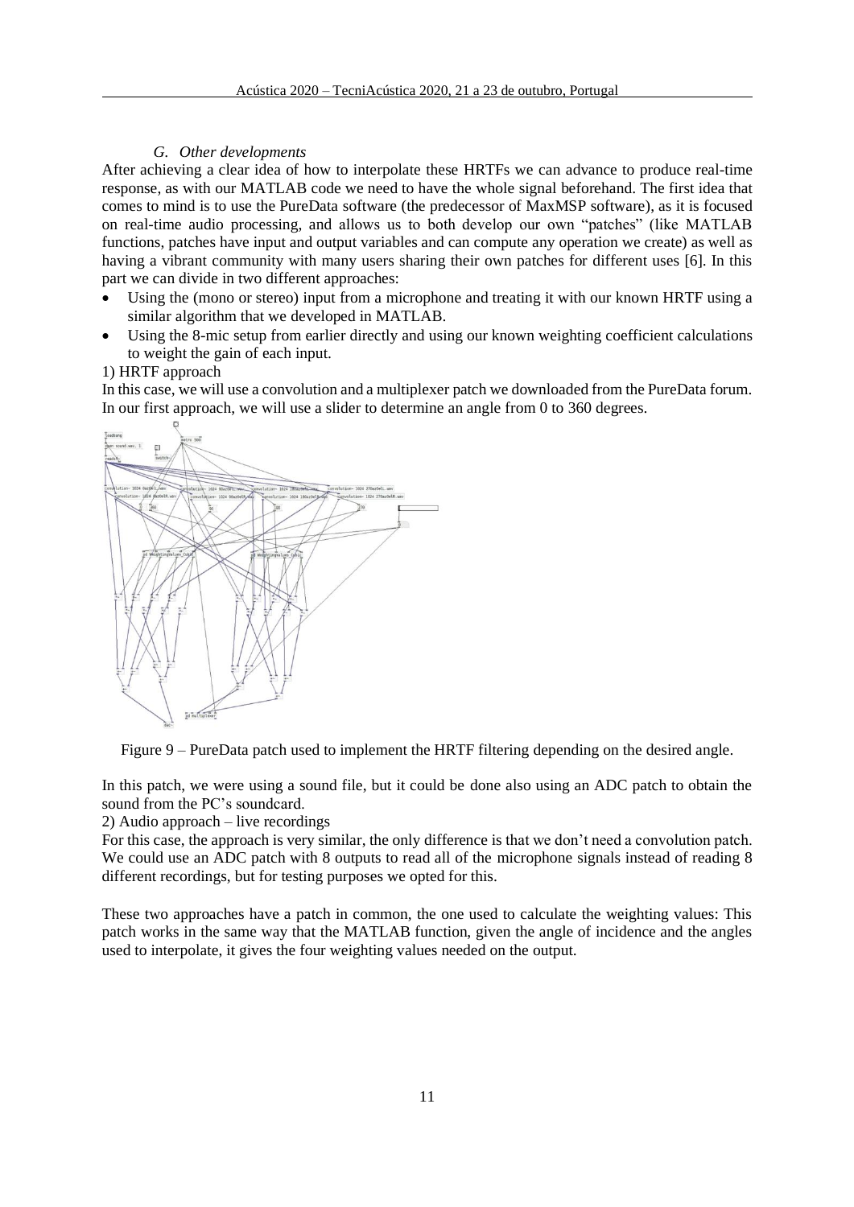### G. Other developments

After achieving a clear idea of how to interpolate these HRTFs we can advance to produce real-time response, as with our MATLAB code we need to have the whole signal beforehand. The first idea that comes to mind is to use the PureData software (the predecessor of MaxMSP software), as it is focused on real-time audio processing, and allows us to both develop our own "patches" (like MATLAB functions, patches have input and output variables and can compute any operation we create) as well as having a vibrant community with many users sharing their own patches for different uses [6]. In this part we can divide in two different approaches:

- Using the (mono or stereo) input from a microphone and treating it with our known HRTF using a similar algorithm that we developed in MATLAB.
- Using the 8-mic setup from earlier directly and using our known weighting coefficient calculations to weight the gain of each input.

1) HRTF approach

In this case, we will use a convolution and a multiplexer patch we downloaded from the PureData forum. In our first approach, we will use a slider to determine an angle from 0 to 360 degrees.

Figure 9 – PureData patch used to implement the HRTF filtering depending on the desired angle.

In this patch, we were using a sound file, but it could be done also using an ADC patch to obtain the sound from the PC's soundcard.

2) Audio approach – live recordings

For this case, the approach is very similar, the only difference is that we don't need a convolution patch. We could use an ADC patch with 8 outputs to read all of the microphone signals instead of reading 8 different recordings, but for testing purposes we opted for this.

These two approaches have a patch in common, the one used to calculate the weighting values: This patch works in the same way that the MATLAB function, given the angle of incidence and the angles used to interpolate, it gives the four weighting values needed on the output.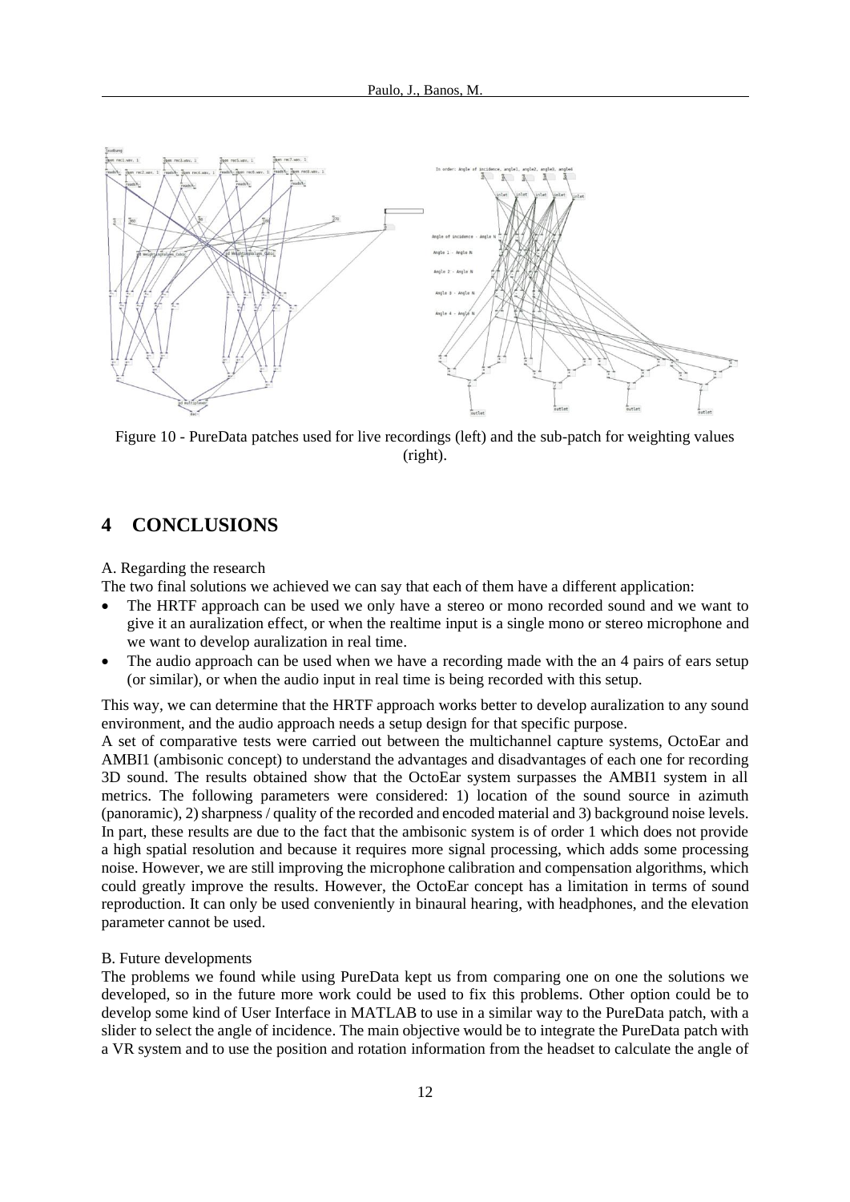Figure 10 - PureData patches used for live recordings (left) and the sub-patch for weighting values (right).

## 4 CONCLUSIONS

A. Regarding the research

The two final solutions we achieved we can say that each of them have a different application:

- The HRTF approach can be used we only have a stereo or mono recorded sound and we want to give it an auralization effect, or when the realtime input is a single mono or stereo microphone and we want to develop auralization in real time.
- The audio approach can be used when we have a recording made with the an 4 pairs of ears setup (or similar), or when the audio input in real time is being recorded with this setup.

This way, we can determine that the HRTF approach works better to develop auralization to any sound environment, and the audio approach needs a setup design for that specific purpose.

A set of comparative tests were carried out between the multichannel capture systems, OctoEar and AMBI1 (ambisonic concept) to understand the advantages and disadvantages of each one for recording 3D sound. The results obtained show that the OctoEar system surpasses the AMBI1 system in all metrics. The following parameters were considered: 1) location of the sound source in azimuth (panoramic), 2) sharpness / quality of the recorded and encoded material and 3) background noise levels. In part, these results are due to the fact that the ambisonic system is of order 1 which does not provide a high spatial resolution and because it requires more signal processing, which adds some processing noise. However, we are still improving the microphone calibration and compensation algorithms, which could greatly improve the results. However, the OctoEar concept has a limitation in terms of sound reproduction. It can only be used conveniently in binaural hearing, with headphones, and the elevation parameter cannot be used.

B. Future developments

The problems we found while using PureData kept us from comparing one on one the solutions we developed, so in the future more work could be used to fix this problems. Other option could be to develop some kind of User Interface in MATLAB to use in a similar way to the PureData patch, with a slider to select the angle of incidence. The main objective would be to integrate the PureData patch with a VR system and to use the position and rotation information from the headset to calculate the angle of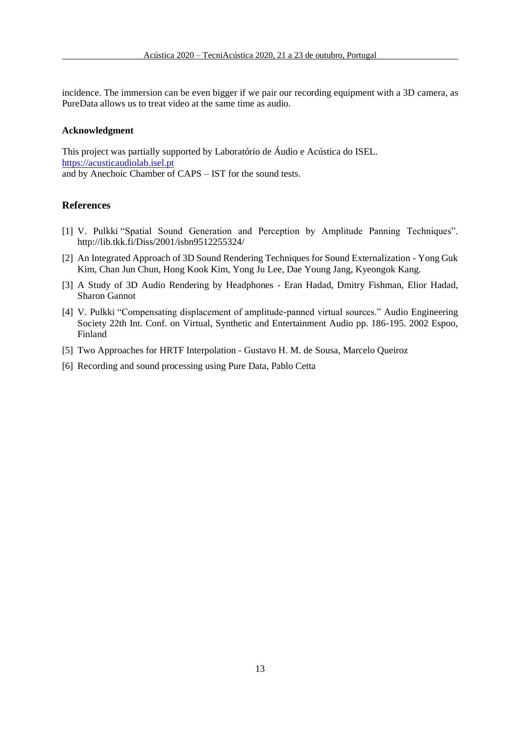incidence. The immersion can be even bigger if we pair our recording equipment with a 3D camera, as PureData allows us to treat video at the same time as audio.

### Acknowledgment

This project was partially supported by Laboratório de Áudio e Acústica do ISEL.
[https://acusticaudiolab.isel.pt](https://acusticaudiolab.isel.pt)
and by Anechoic Chamber of CAPS – IST for the sound tests.

## References

[1] V. Pulkki "Spatial Sound Generation and Perception by Amplitude Panning Techniques". http://lib.tkk.fi/Diss/2001/isbn9512255324/

[2] An Integrated Approach of 3D Sound Rendering Techniques for Sound Externalization - Yong Guk Kim, Chan Jun Chun, Hong Kook Kim, Yong Ju Lee, Dae Young Jang, Kyeongok Kang.

[3] A Study of 3D Audio Rendering by Headphones - Eran Hadad, Dmitry Fishman, Elior Hadad, Sharon Gannot

[4] V. Pulkki "Compensating displacement of amplitude-panned virtual sources." Audio Engineering Society 22th Int. Conf. on Virtual, Synthetic and Entertainment Audio pp. 186-195. 2002 Espoo, Finland

[5] Two Approaches for HRTF Interpolation - Gustavo H. M. de Sousa, Marcelo Queiroz

[6] Recording and sound processing using Pure Data, Pablo Cetta